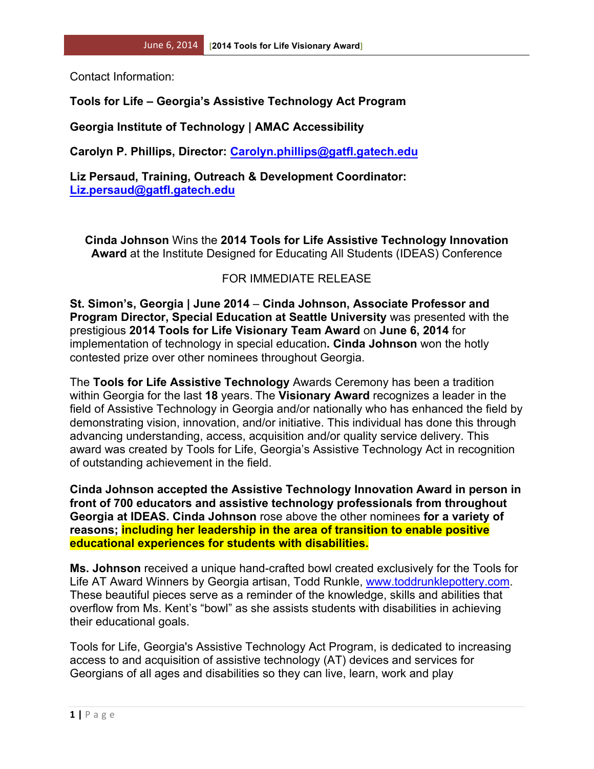Contact Information:

**Tools for Life – Georgia's Assistive Technology Act Program**

**Georgia Institute of Technology | AMAC Accessibility**

**Carolyn P. Phillips, Director: Carolyn.phillips@gatfl.gatech.edu**

**Liz Persaud, Training, Outreach & Development Coordinator: Liz.persaud@gatfl.gatech.edu**

**Cinda Johnson** Wins the **2014 Tools for Life Assistive Technology Innovation Award** at the Institute Designed for Educating All Students (IDEAS) Conference

FOR IMMEDIATE RELEASE

**St. Simon's, Georgia | June 2014** – **Cinda Johnson, Associate Professor and Program Director, Special Education at Seattle University** was presented with the prestigious **2014 Tools for Life Visionary Team Award** on **June 6, 2014** for implementation of technology in special education**. Cinda Johnson** won the hotly contested prize over other nominees throughout Georgia.

The **Tools for Life Assistive Technology** Awards Ceremony has been a tradition within Georgia for the last **18** years. The **Visionary Award** recognizes a leader in the field of Assistive Technology in Georgia and/or nationally who has enhanced the field by demonstrating vision, innovation, and/or initiative. This individual has done this through advancing understanding, access, acquisition and/or quality service delivery. This award was created by Tools for Life, Georgia's Assistive Technology Act in recognition of outstanding achievement in the field.

**Cinda Johnson accepted the Assistive Technology Innovation Award in person in front of 700 educators and assistive technology professionals from throughout Georgia at IDEAS. Cinda Johnson** rose above the other nominees **for a variety of reasons; including her leadership in the area of transition to enable positive educational experiences for students with disabilities.**

**Ms. Johnson** received a unique hand-crafted bowl created exclusively for the Tools for Life AT Award Winners by Georgia artisan, Todd Runkle, www.toddrunklepottery.com. These beautiful pieces serve as a reminder of the knowledge, skills and abilities that overflow from Ms. Kent's "bowl" as she assists students with disabilities in achieving their educational goals.

Tools for Life, Georgia's Assistive Technology Act Program, is dedicated to increasing access to and acquisition of assistive technology (AT) devices and services for Georgians of all ages and disabilities so they can live, learn, work and play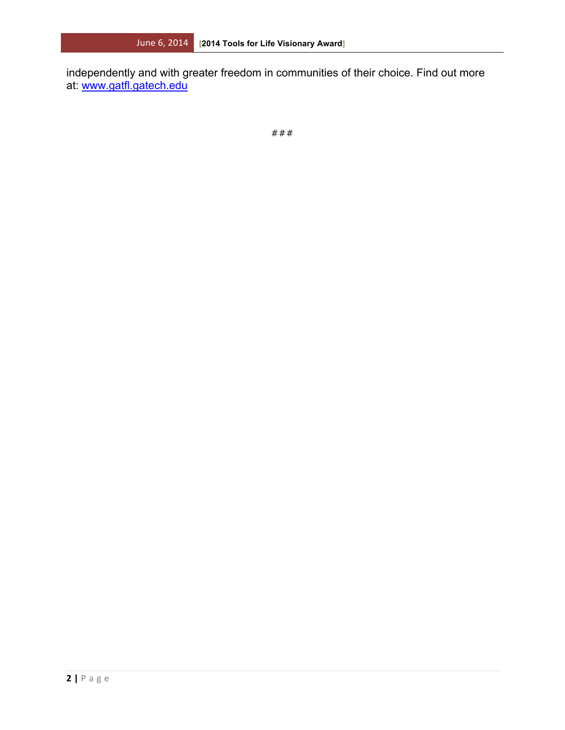independently and with greater freedom in communities of their choice. Find out more at: [www.gatfl.gatech.edu](http://www.gatfl.gatech.edu)

###